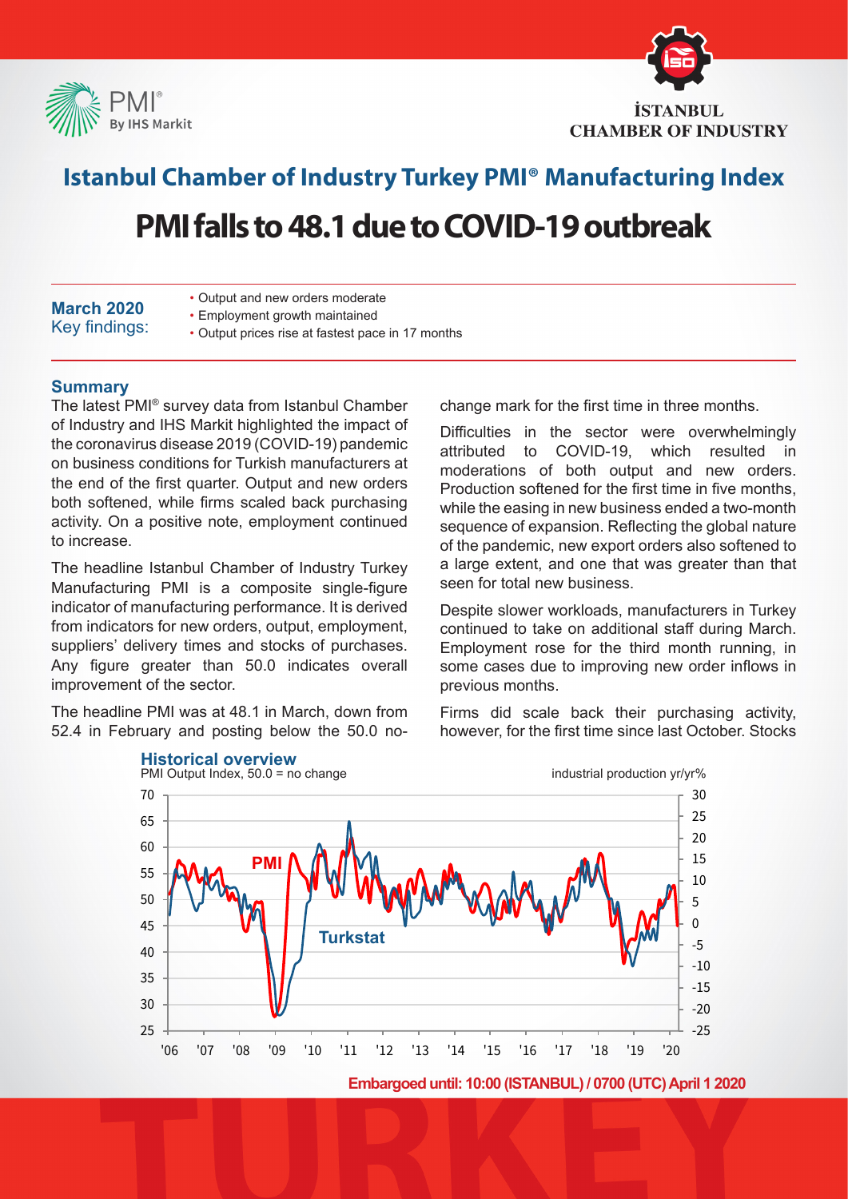# Istanbul Chamber of Industry Turkey PMI® Manufacturing Index

## PMI falls to 48.1 due to COVID-19 outbreak

**March 2020**
Key findings:

- Output and new orders moderate
- Employment growth maintained
- Output prices rise at fastest pace in 17 months

### Summary

The latest PMI® survey data from Istanbul Chamber of Industry and IHS Markit highlighted the impact of the coronavirus disease 2019 (COVID-19) pandemic on business conditions for Turkish manufacturers at the end of the first quarter. Output and new orders both softened, while firms scaled back purchasing activity. On a positive note, employment continued to increase.

The headline Istanbul Chamber of Industry Turkey Manufacturing PMI is a composite single-figure indicator of manufacturing performance. It is derived from indicators for new orders, output, employment, suppliers' delivery times and stocks of purchases. Any figure greater than 50.0 indicates overall improvement of the sector.

The headline PMI was at 48.1 in March, down from 52.4 in February and posting below the 50.0 no-change mark for the first time in three months.

Difficulties in the sector were overwhelmingly attributed to COVID-19, which resulted in moderations of both output and new orders. Production softened for the first time in five months, while the easing in new business ended a two-month sequence of expansion. Reflecting the global nature of the pandemic, new export orders also softened to a large extent, and one that was greater than that seen for total new business.

Despite slower workloads, manufacturers in Turkey continued to take on additional staff during March. Employment rose for the third month running, in some cases due to improving new order inflows in previous months.

Firms did scale back their purchasing activity, however, for the first time since last October. Stocks

**Historical overview**

PMI Output Index, 50.0 = no change | industrial production yr/yr%

Embargoed until: 10:00 (ISTANBUL) / 0700 (UTC) April 1 2020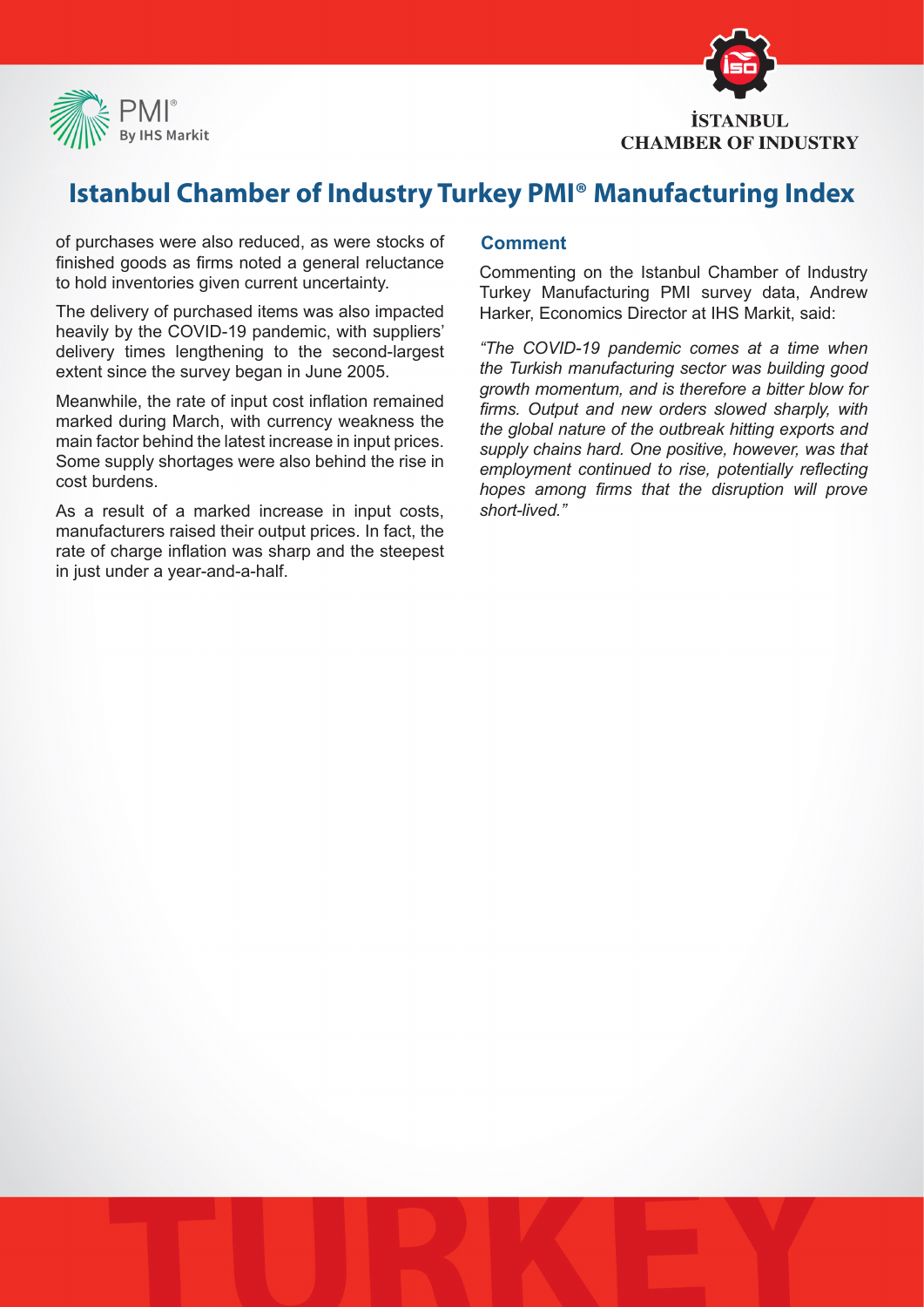of purchases were also reduced, as were stocks of finished goods as firms noted a general reluctance to hold inventories given current uncertainty.

The delivery of purchased items was also impacted heavily by the COVID-19 pandemic, with suppliers' delivery times lengthening to the second-largest extent since the survey began in June 2005.

Meanwhile, the rate of input cost inflation remained marked during March, with currency weakness the main factor behind the latest increase in input prices. Some supply shortages were also behind the rise in cost burdens.

As a result of a marked increase in input costs, manufacturers raised their output prices. In fact, the rate of charge inflation was sharp and the steepest in just under a year-and-a-half.

## Comment

Commenting on the Istanbul Chamber of Industry Turkey Manufacturing PMI survey data, Andrew Harker, Economics Director at IHS Markit, said:

*"The COVID-19 pandemic comes at a time when the Turkish manufacturing sector was building good growth momentum, and is therefore a bitter blow for firms. Output and new orders slowed sharply, with the global nature of the outbreak hitting exports and supply chains hard. One positive, however, was that employment continued to rise, potentially reflecting hopes among firms that the disruption will prove short-lived."*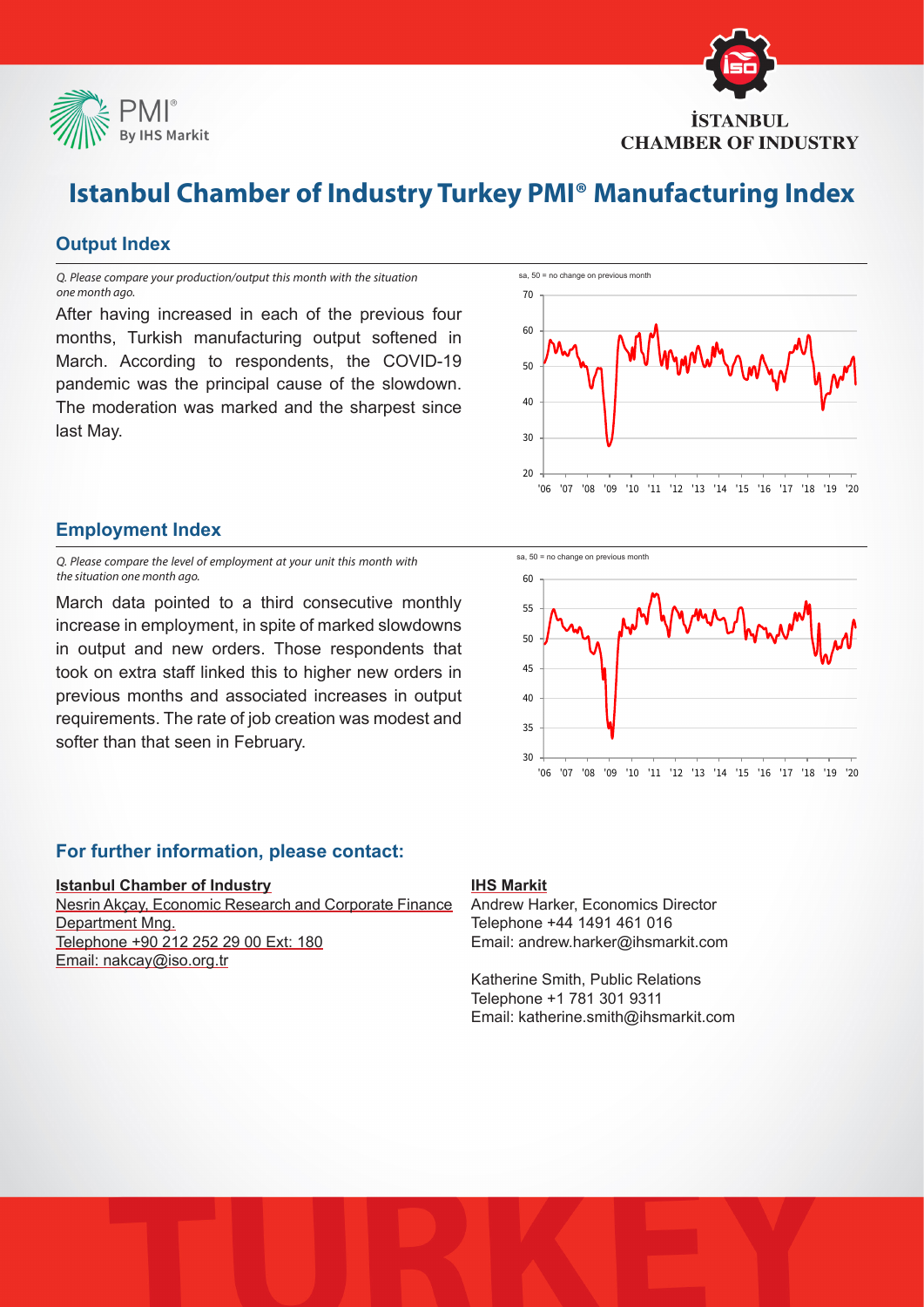# Istanbul Chamber of Industry Turkey PMI® Manufacturing Index

## Output Index

*Q. Please compare your production/output this month with the situation one month ago.*

After having increased in each of the previous four months, Turkish manufacturing output softened in March. According to respondents, the COVID-19 pandemic was the principal cause of the slowdown. The moderation was marked and the sharpest since last May.

## Employment Index

*Q. Please compare the level of employment at your unit this month with the situation one month ago.*

March data pointed to a third consecutive monthly increase in employment, in spite of marked slowdowns in output and new orders. Those respondents that took on extra staff linked this to higher new orders in previous months and associated increases in output requirements. The rate of job creation was modest and softer than that seen in February.

## For further information, please contact:

**Istanbul Chamber of Industry**
Nesrin Akçay, Economic Research and Corporate Finance Department Mng.
Telephone +90 212 252 29 00 Ext: 180
Email: nakcay@iso.org.tr

**IHS Markit**
Andrew Harker, Economics Director
Telephone +44 1491 461 016
Email: andrew.harker@ihsmarkit.com

Katherine Smith, Public Relations
Telephone +1 781 301 9311
Email: katherine.smith@ihsmarkit.com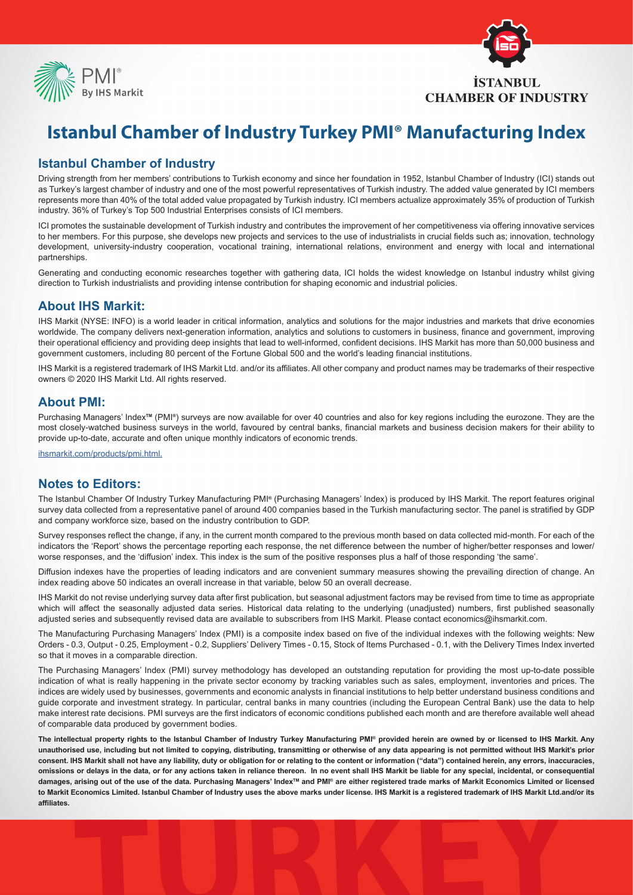# Istanbul Chamber of Industry Turkey PMI® Manufacturing Index

## Istanbul Chamber of Industry

Driving strength from her members' contributions to Turkish economy and since her foundation in 1952, Istanbul Chamber of Industry (ICI) stands out as Turkey's largest chamber of industry and one of the most powerful representatives of Turkish industry. The added value generated by ICI members represents more than 40% of the total added value propagated by Turkish industry. ICI members actualize approximately 35% of production of Turkish industry. 36% of Turkey's Top 500 Industrial Enterprises consists of ICI members.

ICI promotes the sustainable development of Turkish industry and contributes the improvement of her competitiveness via offering innovative services to her members. For this purpose, she develops new projects and services to the use of industrialists in crucial fields such as; innovation, technology development, university-industry cooperation, vocational training, international relations, environment and energy with local and international partnerships.

Generating and conducting economic researches together with gathering data, ICI holds the widest knowledge on Istanbul industry whilst giving direction to Turkish industrialists and providing intense contribution for shaping economic and industrial policies.

## About IHS Markit:

IHS Markit (NYSE: INFO) is a world leader in critical information, analytics and solutions for the major industries and markets that drive economies worldwide. The company delivers next-generation information, analytics and solutions to customers in business, finance and government, improving their operational efficiency and providing deep insights that lead to well-informed, confident decisions. IHS Markit has more than 50,000 business and government customers, including 80 percent of the Fortune Global 500 and the world's leading financial institutions.

IHS Markit is a registered trademark of IHS Markit Ltd. and/or its affiliates. All other company and product names may be trademarks of their respective owners © 2020 IHS Markit Ltd. All rights reserved.

## About PMI:

Purchasing Managers' Index™ (PMI®) surveys are now available for over 40 countries and also for key regions including the eurozone. They are the most closely-watched business surveys in the world, favoured by central banks, financial markets and business decision makers for their ability to provide up-to-date, accurate and often unique monthly indicators of economic trends.

ihsmarkit.com/products/pmi.html.

## Notes to Editors:

The Istanbul Chamber Of Industry Turkey Manufacturing PMI® (Purchasing Managers' Index) is produced by IHS Markit. The report features original survey data collected from a representative panel of around 400 companies based in the Turkish manufacturing sector. The panel is stratified by GDP and company workforce size, based on the industry contribution to GDP.

Survey responses reflect the change, if any, in the current month compared to the previous month based on data collected mid-month. For each of the indicators the 'Report' shows the percentage reporting each response, the net difference between the number of higher/better responses and lower/worse responses, and the 'diffusion' index. This index is the sum of the positive responses plus a half of those responding 'the same'.

Diffusion indexes have the properties of leading indicators and are convenient summary measures showing the prevailing direction of change. An index reading above 50 indicates an overall increase in that variable, below 50 an overall decrease.

IHS Markit do not revise underlying survey data after first publication, but seasonal adjustment factors may be revised from time to time as appropriate which will affect the seasonally adjusted data series. Historical data relating to the underlying (unadjusted) numbers, first published seasonally adjusted series and subsequently revised data are available to subscribers from IHS Markit. Please contact economics@ihsmarkit.com.

The Manufacturing Purchasing Managers' Index (PMI) is a composite index based on five of the individual indexes with the following weights: New Orders - 0.3, Output - 0.25, Employment - 0.2, Suppliers' Delivery Times - 0.15, Stock of Items Purchased - 0.1, with the Delivery Times Index inverted so that it moves in a comparable direction.

The Purchasing Managers' Index (PMI) survey methodology has developed an outstanding reputation for providing the most up-to-date possible indication of what is really happening in the private sector economy by tracking variables such as sales, employment, inventories and prices. The indices are widely used by businesses, governments and economic analysts in financial institutions to help better understand business conditions and guide corporate and investment strategy. In particular, central banks in many countries (including the European Central Bank) use the data to help make interest rate decisions. PMI surveys are the first indicators of economic conditions published each month and are therefore available well ahead of comparable data produced by government bodies.

**The intellectual property rights to the Istanbul Chamber of Industry Turkey Manufacturing PMI® provided herein are owned by or licensed to IHS Markit. Any unauthorised use, including but not limited to copying, distributing, transmitting or otherwise of any data appearing is not permitted without IHS Markit's prior consent. IHS Markit shall not have any liability, duty or obligation for or relating to the content or information ("data") contained herein, any errors, inaccuracies, omissions or delays in the data, or for any actions taken in reliance thereon. In no event shall IHS Markit be liable for any special, incidental, or consequential damages, arising out of the use of the data. Purchasing Managers' Index™ and PMI® are either registered trade marks of Markit Economics Limited or licensed to Markit Economics Limited. Istanbul Chamber of Industry uses the above marks under license. IHS Markit is a registered trademark of IHS Markit Ltd.and/or its affiliates.**